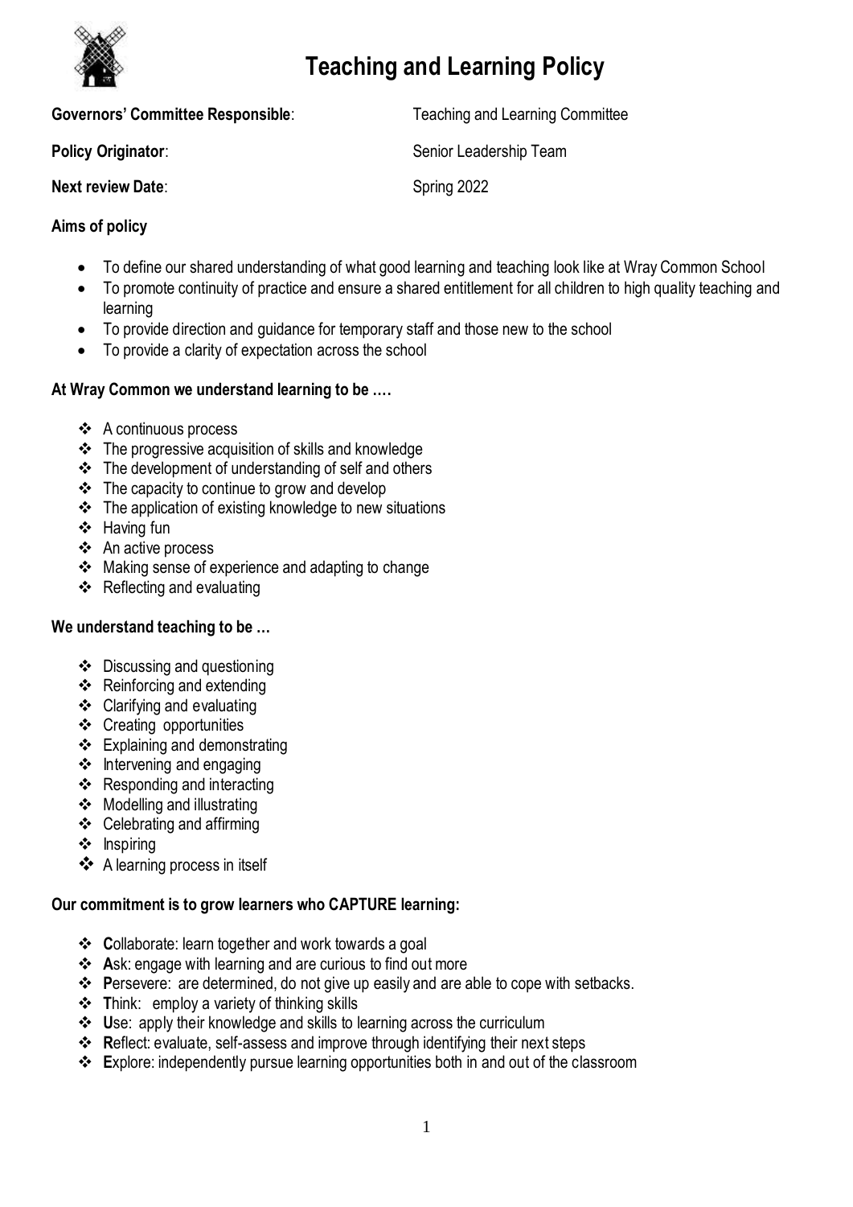# Teaching and Learning Policy

**Governors' Committee Responsible**: Teaching and Learning Committee

**Policy Originator**: Senior Leadership Team

**Next review Date**: Spring 2022

**Aims of policy**

- To define our shared understanding of what good learning and teaching look like at Wray Common School
- To promote continuity of practice and ensure a shared entitlement for all children to high quality teaching and learning
- To provide direction and guidance for temporary staff and those new to the school
- To provide a clarity of expectation across the school

**At Wray Common we understand learning to be ….**

- A continuous process
- The progressive acquisition of skills and knowledge
- The development of understanding of self and others
- The capacity to continue to grow and develop
- The application of existing knowledge to new situations
- Having fun
- An active process
- Making sense of experience and adapting to change
- Reflecting and evaluating

**We understand teaching to be …**

- Discussing and questioning
- Reinforcing and extending
- Clarifying and evaluating
- Creating opportunities
- Explaining and demonstrating
- Intervening and engaging
- Responding and interacting
- Modelling and illustrating
- Celebrating and affirming
- Inspiring
- A learning process in itself

**Our commitment is to grow learners who CAPTURE learning:**

- **C**ollaborate: learn together and work towards a goal
- **A**sk: engage with learning and are curious to find out more
- **P**ersevere: are determined, do not give up easily and are able to cope with setbacks.
- **T**hink: employ a variety of thinking skills
- **U**se: apply their knowledge and skills to learning across the curriculum
- **R**eflect: evaluate, self-assess and improve through identifying their next steps
- **E**xplore: independently pursue learning opportunities both in and out of the classroom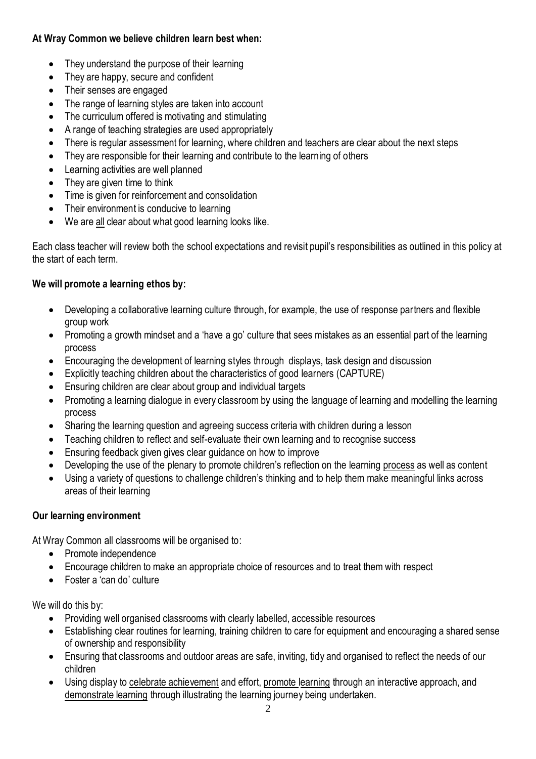**At Wray Common we believe children learn best when:**

- They understand the purpose of their learning
- They are happy, secure and confident
- Their senses are engaged
- The range of learning styles are taken into account
- The curriculum offered is motivating and stimulating
- A range of teaching strategies are used appropriately
- There is regular assessment for learning, where children and teachers are clear about the next steps
- They are responsible for their learning and contribute to the learning of others
- Learning activities are well planned
- They are given time to think
- Time is given for reinforcement and consolidation
- Their environment is conducive to learning
- We are <u>all</u> clear about what good learning looks like.

Each class teacher will review both the school expectations and revisit pupil's responsibilities as outlined in this policy at the start of each term.

**We will promote a learning ethos by:**

- Developing a collaborative learning culture through, for example, the use of response partners and flexible group work
- Promoting a growth mindset and a 'have a go' culture that sees mistakes as an essential part of the learning process
- Encouraging the development of learning styles through displays, task design and discussion
- Explicitly teaching children about the characteristics of good learners (CAPTURE)
- Ensuring children are clear about group and individual targets
- Promoting a learning dialogue in every classroom by using the language of learning and modelling the learning process
- Sharing the learning question and agreeing success criteria with children during a lesson
- Teaching children to reflect and self-evaluate their own learning and to recognise success
- Ensuring feedback given gives clear guidance on how to improve
- Developing the use of the plenary to promote children's reflection on the learning <u>process</u> as well as content
- Using a variety of questions to challenge children's thinking and to help them make meaningful links across areas of their learning

**Our learning environment**

At Wray Common all classrooms will be organised to:

- Promote independence
- Encourage children to make an appropriate choice of resources and to treat them with respect
- Foster a 'can do' culture

We will do this by:

- Providing well organised classrooms with clearly labelled, accessible resources
- Establishing clear routines for learning, training children to care for equipment and encouraging a shared sense of ownership and responsibility
- Ensuring that classrooms and outdoor areas are safe, inviting, tidy and organised to reflect the needs of our children
- Using display to <u>celebrate achievement</u> and effort, <u>promote learning</u> through an interactive approach, and <u>demonstrate learning</u> through illustrating the learning journey being undertaken.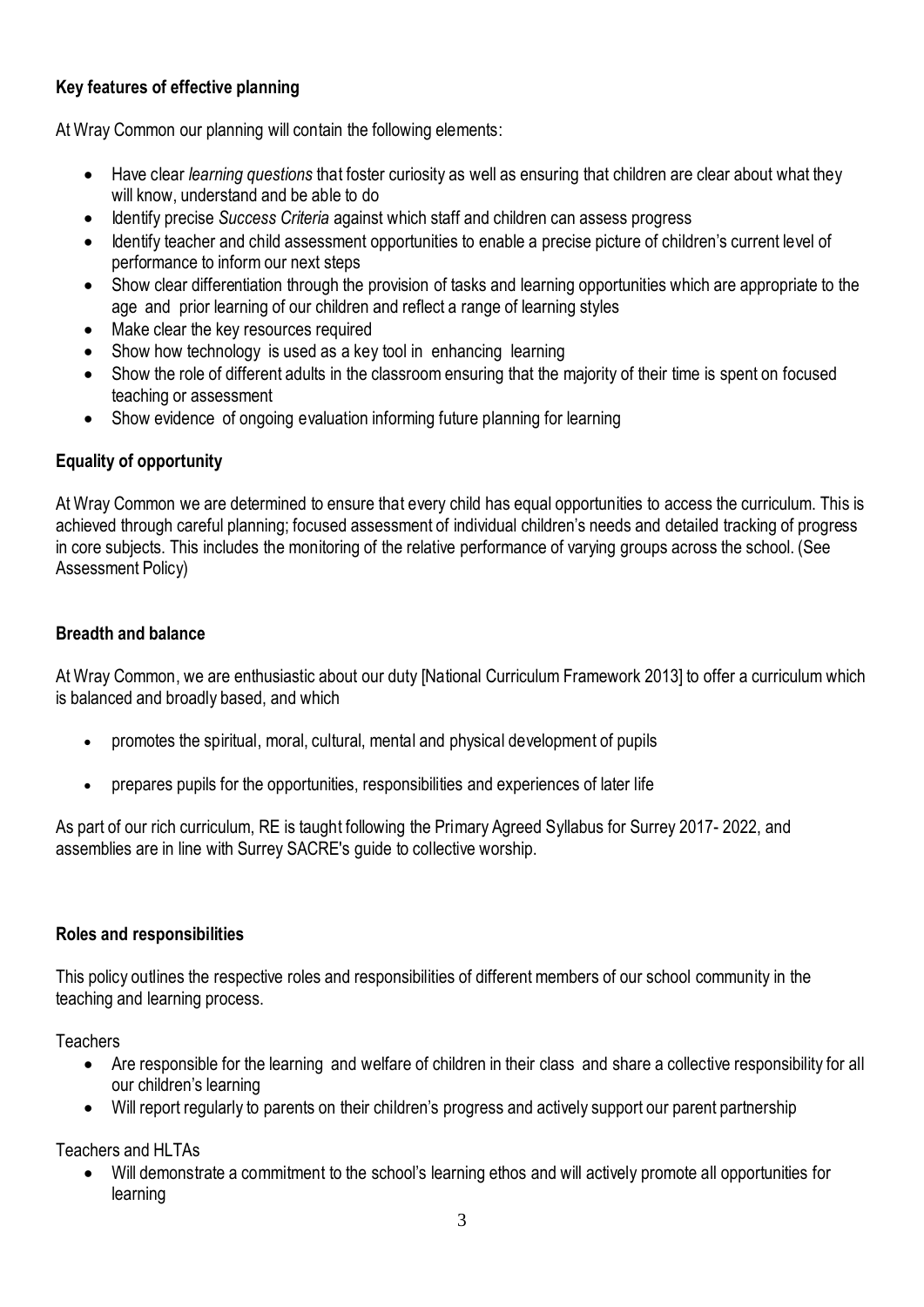**Key features of effective planning**

At Wray Common our planning will contain the following elements:

- Have clear *learning questions* that foster curiosity as well as ensuring that children are clear about what they will know, understand and be able to do
- Identify precise *Success Criteria* against which staff and children can assess progress
- Identify teacher and child assessment opportunities to enable a precise picture of children's current level of performance to inform our next steps
- Show clear differentiation through the provision of tasks and learning opportunities which are appropriate to the age and prior learning of our children and reflect a range of learning styles
- Make clear the key resources required
- Show how technology is used as a key tool in enhancing learning
- Show the role of different adults in the classroom ensuring that the majority of their time is spent on focused teaching or assessment
- Show evidence of ongoing evaluation informing future planning for learning

**Equality of opportunity**

At Wray Common we are determined to ensure that every child has equal opportunities to access the curriculum. This is achieved through careful planning; focused assessment of individual children's needs and detailed tracking of progress in core subjects. This includes the monitoring of the relative performance of varying groups across the school. (See Assessment Policy)

**Breadth and balance**

At Wray Common, we are enthusiastic about our duty [National Curriculum Framework 2013] to offer a curriculum which is balanced and broadly based, and which

- promotes the spiritual, moral, cultural, mental and physical development of pupils
- prepares pupils for the opportunities, responsibilities and experiences of later life

As part of our rich curriculum, RE is taught following the Primary Agreed Syllabus for Surrey 2017- 2022, and assemblies are in line with Surrey SACRE's guide to collective worship.

**Roles and responsibilities**

This policy outlines the respective roles and responsibilities of different members of our school community in the teaching and learning process.

Teachers

- Are responsible for the learning and welfare of children in their class and share a collective responsibility for all our children's learning
- Will report regularly to parents on their children's progress and actively support our parent partnership

Teachers and HLTAs

- Will demonstrate a commitment to the school's learning ethos and will actively promote all opportunities for learning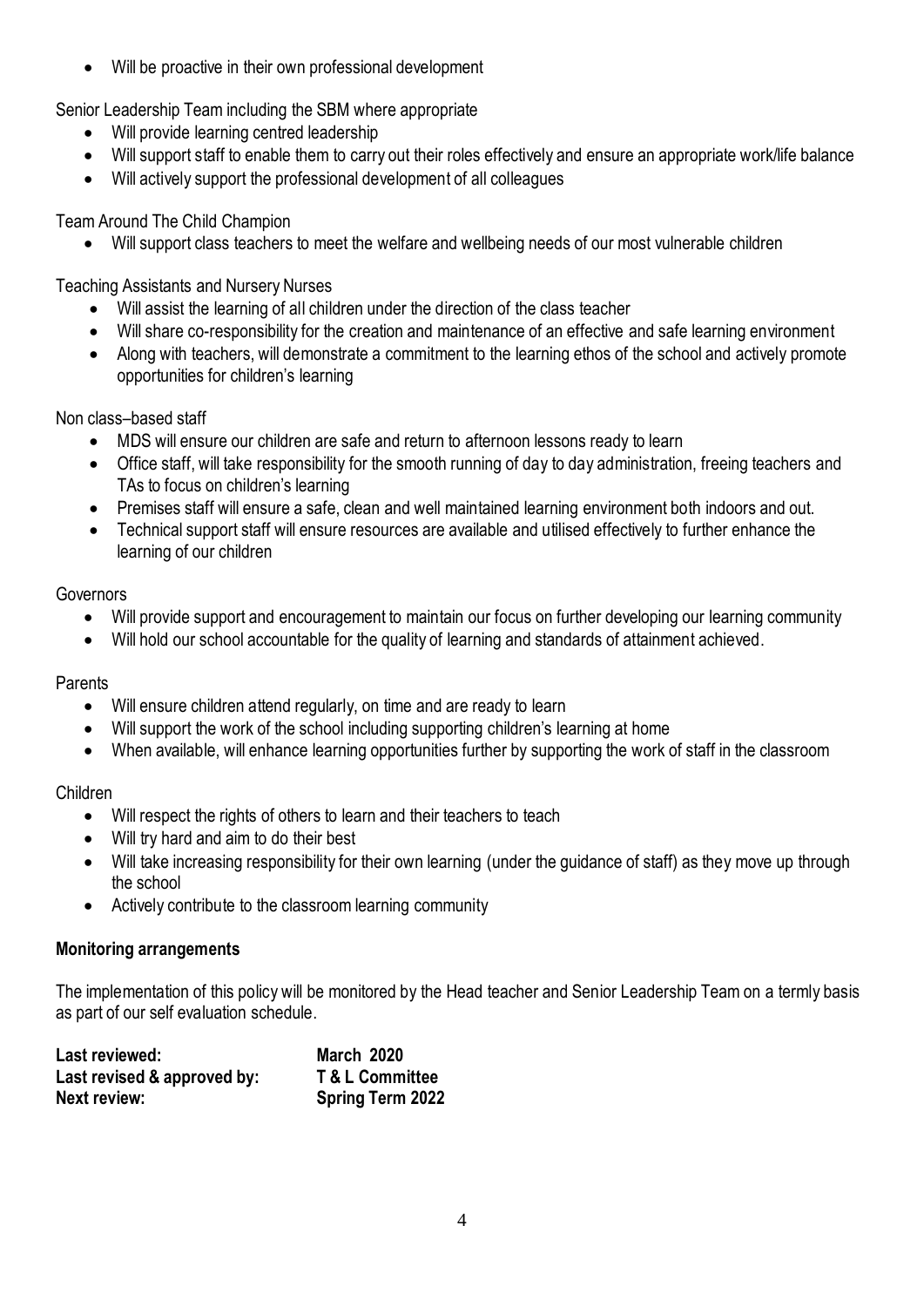- Will be proactive in their own professional development

Senior Leadership Team including the SBM where appropriate

- Will provide learning centred leadership
- Will support staff to enable them to carry out their roles effectively and ensure an appropriate work/life balance
- Will actively support the professional development of all colleagues

Team Around The Child Champion

- Will support class teachers to meet the welfare and wellbeing needs of our most vulnerable children

Teaching Assistants and Nursery Nurses

- Will assist the learning of all children under the direction of the class teacher
- Will share co-responsibility for the creation and maintenance of an effective and safe learning environment
- Along with teachers, will demonstrate a commitment to the learning ethos of the school and actively promote opportunities for children's learning

Non class–based staff

- MDS will ensure our children are safe and return to afternoon lessons ready to learn
- Office staff, will take responsibility for the smooth running of day to day administration, freeing teachers and TAs to focus on children's learning
- Premises staff will ensure a safe, clean and well maintained learning environment both indoors and out.
- Technical support staff will ensure resources are available and utilised effectively to further enhance the learning of our children

Governors

- Will provide support and encouragement to maintain our focus on further developing our learning community
- Will hold our school accountable for the quality of learning and standards of attainment achieved.

Parents

- Will ensure children attend regularly, on time and are ready to learn
- Will support the work of the school including supporting children's learning at home
- When available, will enhance learning opportunities further by supporting the work of staff in the classroom

Children

- Will respect the rights of others to learn and their teachers to teach
- Will try hard and aim to do their best
- Will take increasing responsibility for their own learning (under the guidance of staff) as they move up through the school
- Actively contribute to the classroom learning community

**Monitoring arrangements**

The implementation of this policy will be monitored by the Head teacher and Senior Leadership Team on a termly basis as part of our self evaluation schedule.

| | |
|---|---|
| **Last reviewed:** | **March 2020** |
| **Last revised & approved by:** | **T & L Committee** |
| **Next review:** | **Spring Term 2022** |